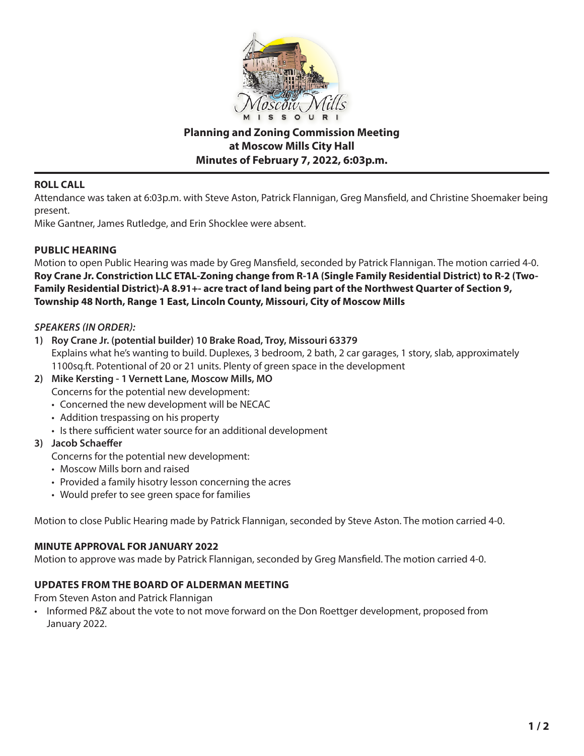**Planning and Zoning Commission Meeting**
**at Moscow Mills City Hall**
**Minutes of February 7, 2022, 6:03p.m.**

## ROLL CALL

Attendance was taken at 6:03p.m. with Steve Aston, Patrick Flannigan, Greg Mansfield, and Christine Shoemaker being present.

Mike Gantner, James Rutledge, and Erin Shocklee were absent.

## PUBLIC HEARING

Motion to open Public Hearing was made by Greg Mansfield, seconded by Patrick Flannigan. The motion carried 4-0.

**Roy Crane Jr. Constriction LLC ETAL-Zoning change from R-1A (Single Family Residential District) to R-2 (Two-Family Residential District)-A 8.91+- acre tract of land being part of the Northwest Quarter of Section 9, Township 48 North, Range 1 East, Lincoln County, Missouri, City of Moscow Mills**

***SPEAKERS (IN ORDER):***

1) **Roy Crane Jr. (potential builder) 10 Brake Road, Troy, Missouri 63379**
   Explains what he's wanting to build. Duplexes, 3 bedroom, 2 bath, 2 car garages, 1 story, slab, approximately 1100sq.ft. Potentional of 20 or 21 units. Plenty of green space in the development
2) **Mike Kersting - 1 Vernett Lane, Moscow Mills, MO**
   Concerns for the potential new development:
   - Concerned the new development will be NECAC
   - Addition trespassing on his property
   - Is there sufficient water source for an additional development
3) **Jacob Schaeffer**
   Concerns for the potential new development:
   - Moscow Mills born and raised
   - Provided a family hisotry lesson concerning the acres
   - Would prefer to see green space for families

Motion to close Public Hearing made by Patrick Flannigan, seconded by Steve Aston. The motion carried 4-0.

## MINUTE APPROVAL FOR JANUARY 2022

Motion to approve was made by Patrick Flannigan, seconded by Greg Mansfield. The motion carried 4-0.

## UPDATES FROM THE BOARD OF ALDERMAN MEETING

From Steven Aston and Patrick Flannigan

- Informed P&Z about the vote to not move forward on the Don Roettger development, proposed from January 2022.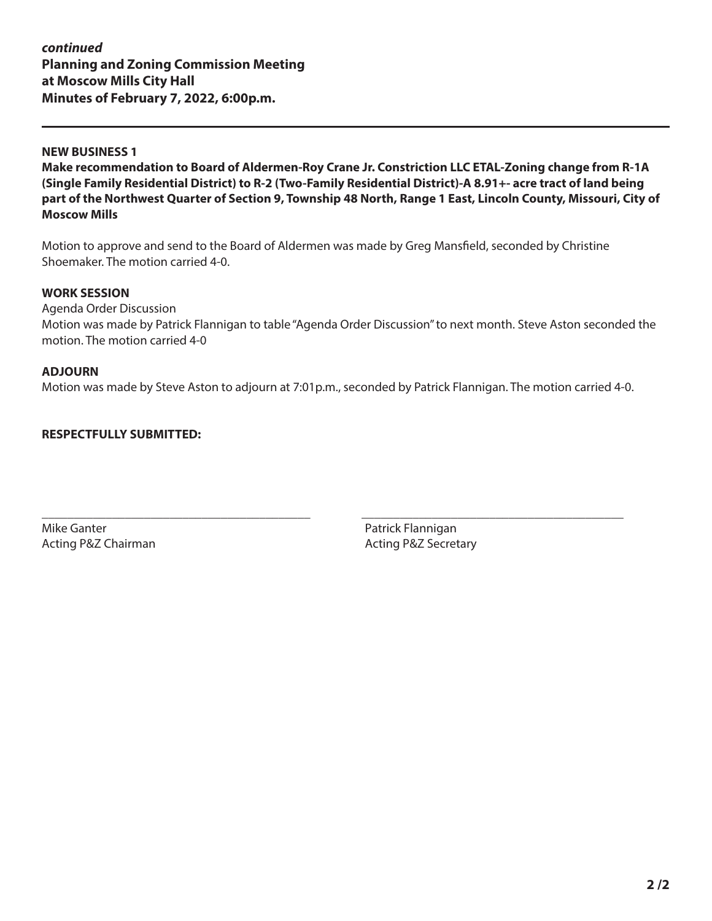***continued***
**Planning and Zoning Commission Meeting**
**at Moscow Mills City Hall**
**Minutes of February 7, 2022, 6:00p.m.**

---

**NEW BUSINESS 1**

**Make recommendation to Board of Aldermen-Roy Crane Jr. Constriction LLC ETAL-Zoning change from R-1A (Single Family Residential District) to R-2 (Two-Family Residential District)-A 8.91+- acre tract of land being part of the Northwest Quarter of Section 9, Township 48 North, Range 1 East, Lincoln County, Missouri, City of Moscow Mills**

Motion to approve and send to the Board of Aldermen was made by Greg Mansfield, seconded by Christine Shoemaker. The motion carried 4-0.

**WORK SESSION**

Agenda Order Discussion
Motion was made by Patrick Flannigan to table "Agenda Order Discussion" to next month. Steve Aston seconded the motion. The motion carried 4-0

**ADJOURN**

Motion was made by Steve Aston to adjourn at 7:01p.m., seconded by Patrick Flannigan. The motion carried 4-0.

**RESPECTFULLY SUBMITTED:**

\_\_\_\_\_\_\_\_\_\_\_\_\_\_\_\_\_\_\_\_\_\_\_\_\_\_\_\_\_\_\_\_\_\_\_\_\_\_\_\_
Mike Ganter
Acting P&Z Chairman

\_\_\_\_\_\_\_\_\_\_\_\_\_\_\_\_\_\_\_\_\_\_\_\_\_\_\_\_\_\_\_\_\_\_\_\_\_\_\_\_
Patrick Flannigan
Acting P&Z Secretary